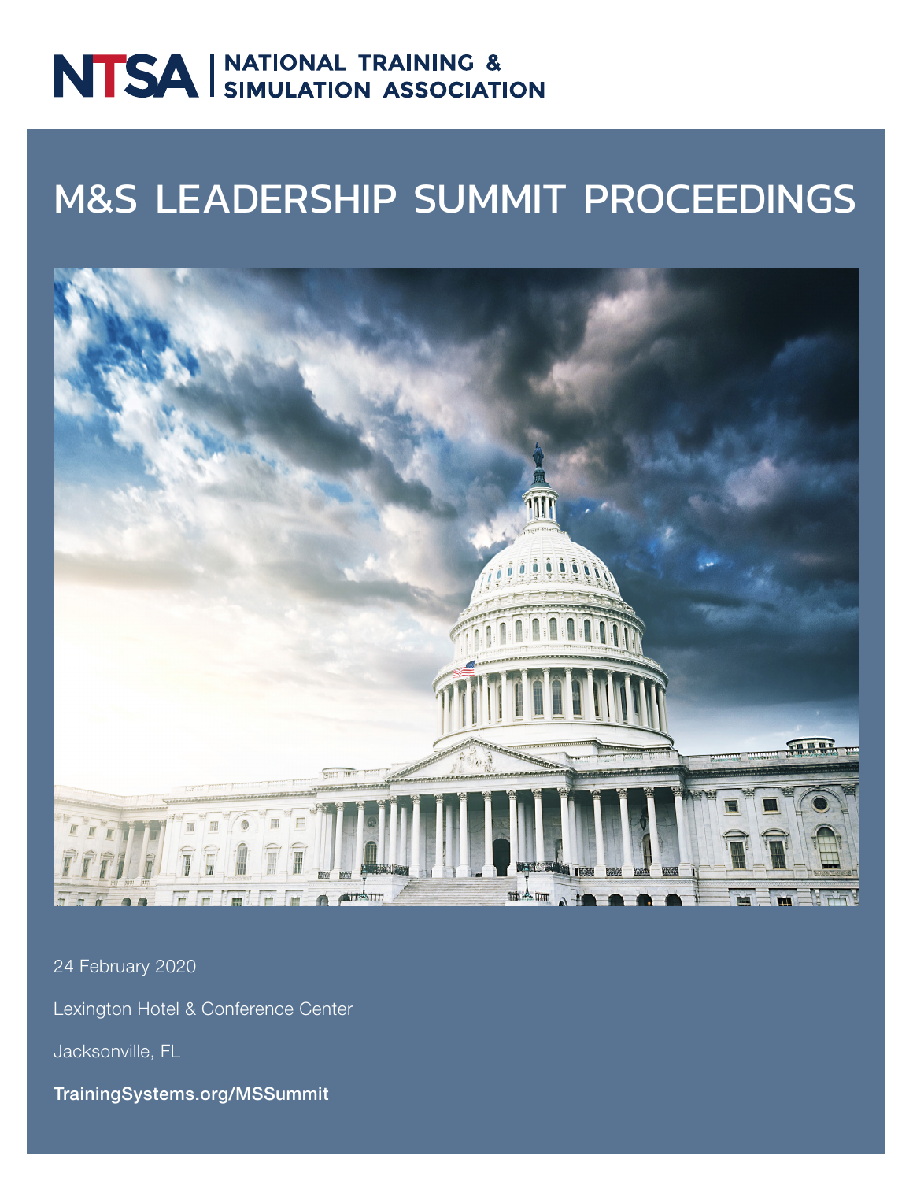NTSA | NATIONAL TRAINING & SIMULATION ASSOCIATION

# M&S LEADERSHIP SUMMIT PROCEEDINGS

24 February 2020

Lexington Hotel & Conference Center

Jacksonville, FL

**TrainingSystems.org/MSSummit**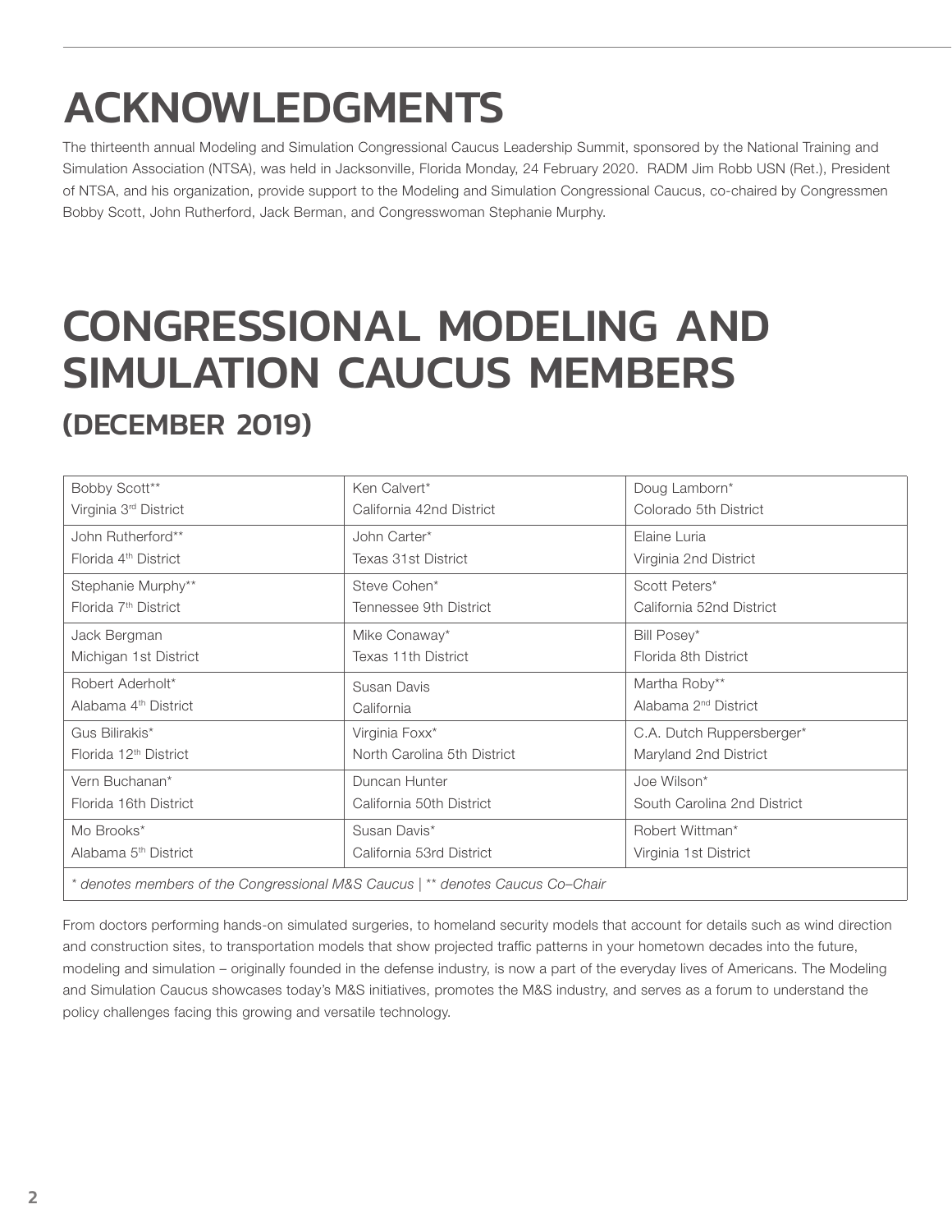# ACKNOWLEDGMENTS

The thirteenth annual Modeling and Simulation Congressional Caucus Leadership Summit, sponsored by the National Training and Simulation Association (NTSA), was held in Jacksonville, Florida Monday, 24 February 2020. RADM Jim Robb USN (Ret.), President of NTSA, and his organization, provide support to the Modeling and Simulation Congressional Caucus, co-chaired by Congressmen Bobby Scott, John Rutherford, Jack Berman, and Congresswoman Stephanie Murphy.

# CONGRESSIONAL MODELING AND SIMULATION CAUCUS MEMBERS

## (DECEMBER 2019)

| | | |
|---|---|---|
| Bobby Scott** <br> Virginia 3rd District | Ken Calvert* <br> California 42nd District | Doug Lamborn* <br> Colorado 5th District |
| John Rutherford** <br> Florida 4th District | John Carter* <br> Texas 31st District | Elaine Luria <br> Virginia 2nd District |
| Stephanie Murphy** <br> Florida 7th District | Steve Cohen* <br> Tennessee 9th District | Scott Peters* <br> California 52nd District |
| Jack Bergman <br> Michigan 1st District | Mike Conaway* <br> Texas 11th District | Bill Posey* <br> Florida 8th District |
| Robert Aderholt* <br> Alabama 4th District | Susan Davis <br> California | Martha Roby** <br> Alabama 2nd District |
| Gus Bilirakis* <br> Florida 12th District | Virginia Foxx* <br> North Carolina 5th District | C.A. Dutch Ruppersberger* <br> Maryland 2nd District |
| Vern Buchanan* <br> Florida 16th District | Duncan Hunter <br> California 50th District | Joe Wilson* <br> South Carolina 2nd District |
| Mo Brooks* <br> Alabama 5th District | Susan Davis* <br> California 53rd District | Robert Wittman* <br> Virginia 1st District |

*\* denotes members of the Congressional M&S Caucus | \*\* denotes Caucus Co–Chair*

From doctors performing hands-on simulated surgeries, to homeland security models that account for details such as wind direction and construction sites, to transportation models that show projected traffic patterns in your hometown decades into the future, modeling and simulation – originally founded in the defense industry, is now a part of the everyday lives of Americans. The Modeling and Simulation Caucus showcases today's M&S initiatives, promotes the M&S industry, and serves as a forum to understand the policy challenges facing this growing and versatile technology.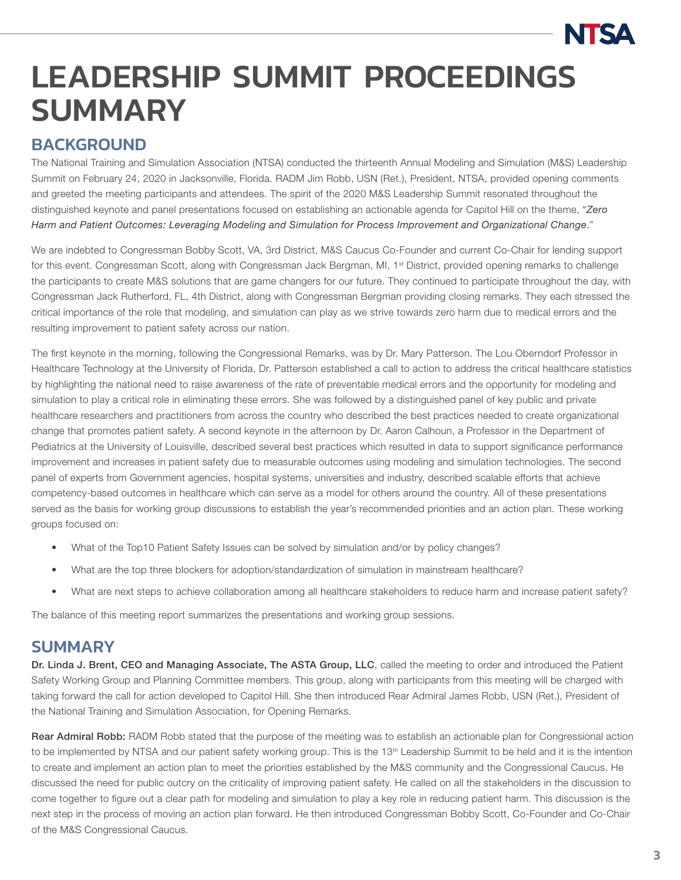# LEADERSHIP SUMMIT PROCEEDINGS SUMMARY

## BACKGROUND

The National Training and Simulation Association (NTSA) conducted the thirteenth Annual Modeling and Simulation (M&S) Leadership Summit on February 24, 2020 in Jacksonville, Florida. RADM Jim Robb, USN (Ret.), President, NTSA, provided opening comments and greeted the meeting participants and attendees. The spirit of the 2020 M&S Leadership Summit resonated throughout the distinguished keynote and panel presentations focused on establishing an actionable agenda for Capitol Hill on the theme, "*Zero Harm and Patient Outcomes: Leveraging Modeling and Simulation for Process Improvement and Organizational Change*."

We are indebted to Congressman Bobby Scott, VA, 3rd District, M&S Caucus Co-Founder and current Co-Chair for lending support for this event. Congressman Scott, along with Congressman Jack Bergman, MI, 1st District, provided opening remarks to challenge the participants to create M&S solutions that are game changers for our future. They continued to participate throughout the day, with Congressman Jack Rutherford, FL, 4th District, along with Congressman Bergman providing closing remarks. They each stressed the critical importance of the role that modeling, and simulation can play as we strive towards zero harm due to medical errors and the resulting improvement to patient safety across our nation.

The first keynote in the morning, following the Congressional Remarks, was by Dr. Mary Patterson. The Lou Oberndorf Professor in Healthcare Technology at the University of Florida, Dr. Patterson established a call to action to address the critical healthcare statistics by highlighting the national need to raise awareness of the rate of preventable medical errors and the opportunity for modeling and simulation to play a critical role in eliminating these errors. She was followed by a distinguished panel of key public and private healthcare researchers and practitioners from across the country who described the best practices needed to create organizational change that promotes patient safety. A second keynote in the afternoon by Dr. Aaron Calhoun, a Professor in the Department of Pediatrics at the University of Louisville, described several best practices which resulted in data to support significance performance improvement and increases in patient safety due to measurable outcomes using modeling and simulation technologies. The second panel of experts from Government agencies, hospital systems, universities and industry, described scalable efforts that achieve competency-based outcomes in healthcare which can serve as a model for others around the country. All of these presentations served as the basis for working group discussions to establish the year's recommended priorities and an action plan. These working groups focused on:

- What of the Top10 Patient Safety Issues can be solved by simulation and/or by policy changes?
- What are the top three blockers for adoption/standardization of simulation in mainstream healthcare?
- What are next steps to achieve collaboration among all healthcare stakeholders to reduce harm and increase patient safety?

The balance of this meeting report summarizes the presentations and working group sessions.

## SUMMARY

**Dr. Linda J. Brent, CEO and Managing Associate, The ASTA Group, LLC**, called the meeting to order and introduced the Patient Safety Working Group and Planning Committee members. This group, along with participants from this meeting will be charged with taking forward the call for action developed to Capitol Hill. She then introduced Rear Admiral James Robb, USN (Ret.), President of the National Training and Simulation Association, for Opening Remarks.

**Rear Admiral Robb:** RADM Robb stated that the purpose of the meeting was to establish an actionable plan for Congressional action to be implemented by NTSA and our patient safety working group. This is the 13th Leadership Summit to be held and it is the intention to create and implement an action plan to meet the priorities established by the M&S community and the Congressional Caucus. He discussed the need for public outcry on the criticality of improving patient safety. He called on all the stakeholders in the discussion to come together to figure out a clear path for modeling and simulation to play a key role in reducing patient harm. This discussion is the next step in the process of moving an action plan forward. He then introduced Congressman Bobby Scott, Co-Founder and Co-Chair of the M&S Congressional Caucus.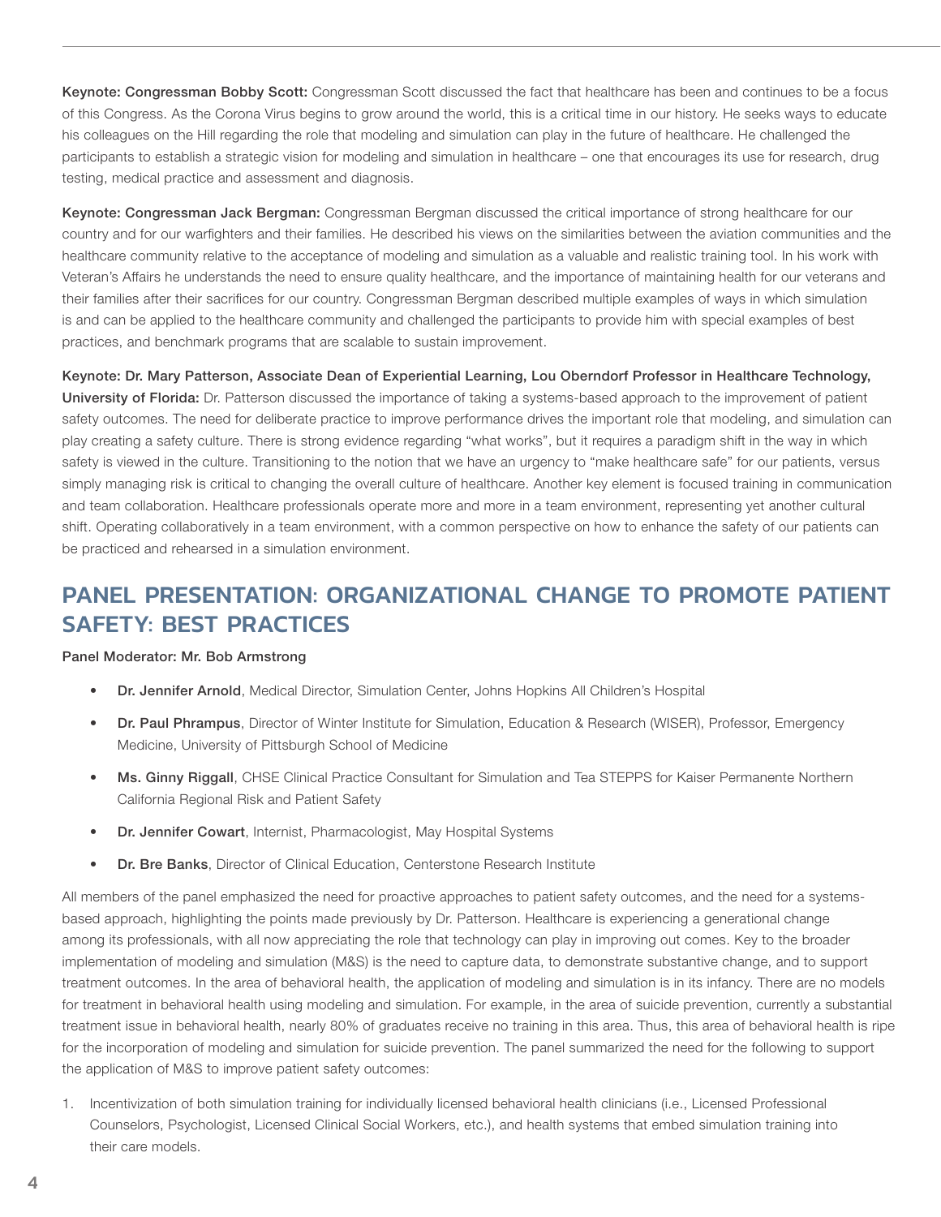**Keynote: Congressman Bobby Scott:** Congressman Scott discussed the fact that healthcare has been and continues to be a focus of this Congress. As the Corona Virus begins to grow around the world, this is a critical time in our history. He seeks ways to educate his colleagues on the Hill regarding the role that modeling and simulation can play in the future of healthcare. He challenged the participants to establish a strategic vision for modeling and simulation in healthcare – one that encourages its use for research, drug testing, medical practice and assessment and diagnosis.

**Keynote: Congressman Jack Bergman:** Congressman Bergman discussed the critical importance of strong healthcare for our country and for our warfighters and their families. He described his views on the similarities between the aviation communities and the healthcare community relative to the acceptance of modeling and simulation as a valuable and realistic training tool. In his work with Veteran's Affairs he understands the need to ensure quality healthcare, and the importance of maintaining health for our veterans and their families after their sacrifices for our country. Congressman Bergman described multiple examples of ways in which simulation is and can be applied to the healthcare community and challenged the participants to provide him with special examples of best practices, and benchmark programs that are scalable to sustain improvement.

**Keynote: Dr. Mary Patterson, Associate Dean of Experiential Learning, Lou Oberndorf Professor in Healthcare Technology, University of Florida:** Dr. Patterson discussed the importance of taking a systems-based approach to the improvement of patient safety outcomes. The need for deliberate practice to improve performance drives the important role that modeling, and simulation can play creating a safety culture. There is strong evidence regarding "what works", but it requires a paradigm shift in the way in which safety is viewed in the culture. Transitioning to the notion that we have an urgency to "make healthcare safe" for our patients, versus simply managing risk is critical to changing the overall culture of healthcare. Another key element is focused training in communication and team collaboration. Healthcare professionals operate more and more in a team environment, representing yet another cultural shift. Operating collaboratively in a team environment, with a common perspective on how to enhance the safety of our patients can be practiced and rehearsed in a simulation environment.

## PANEL PRESENTATION: ORGANIZATIONAL CHANGE TO PROMOTE PATIENT SAFETY: BEST PRACTICES

**Panel Moderator: Mr. Bob Armstrong**

- **Dr. Jennifer Arnold**, Medical Director, Simulation Center, Johns Hopkins All Children's Hospital
- **Dr. Paul Phrampus**, Director of Winter Institute for Simulation, Education & Research (WISER), Professor, Emergency Medicine, University of Pittsburgh School of Medicine
- **Ms. Ginny Riggall**, CHSE Clinical Practice Consultant for Simulation and Tea STEPPS for Kaiser Permanente Northern California Regional Risk and Patient Safety
- **Dr. Jennifer Cowart**, Internist, Pharmacologist, May Hospital Systems
- **Dr. Bre Banks**, Director of Clinical Education, Centerstone Research Institute

All members of the panel emphasized the need for proactive approaches to patient safety outcomes, and the need for a systems-based approach, highlighting the points made previously by Dr. Patterson. Healthcare is experiencing a generational change among its professionals, with all now appreciating the role that technology can play in improving out comes. Key to the broader implementation of modeling and simulation (M&S) is the need to capture data, to demonstrate substantive change, and to support treatment outcomes. In the area of behavioral health, the application of modeling and simulation is in its infancy. There are no models for treatment in behavioral health using modeling and simulation. For example, in the area of suicide prevention, currently a substantial treatment issue in behavioral health, nearly 80% of graduates receive no training in this area. Thus, this area of behavioral health is ripe for the incorporation of modeling and simulation for suicide prevention. The panel summarized the need for the following to support the application of M&S to improve patient safety outcomes:

1. Incentivization of both simulation training for individually licensed behavioral health clinicians (i.e., Licensed Professional Counselors, Psychologist, Licensed Clinical Social Workers, etc.), and health systems that embed simulation training into their care models.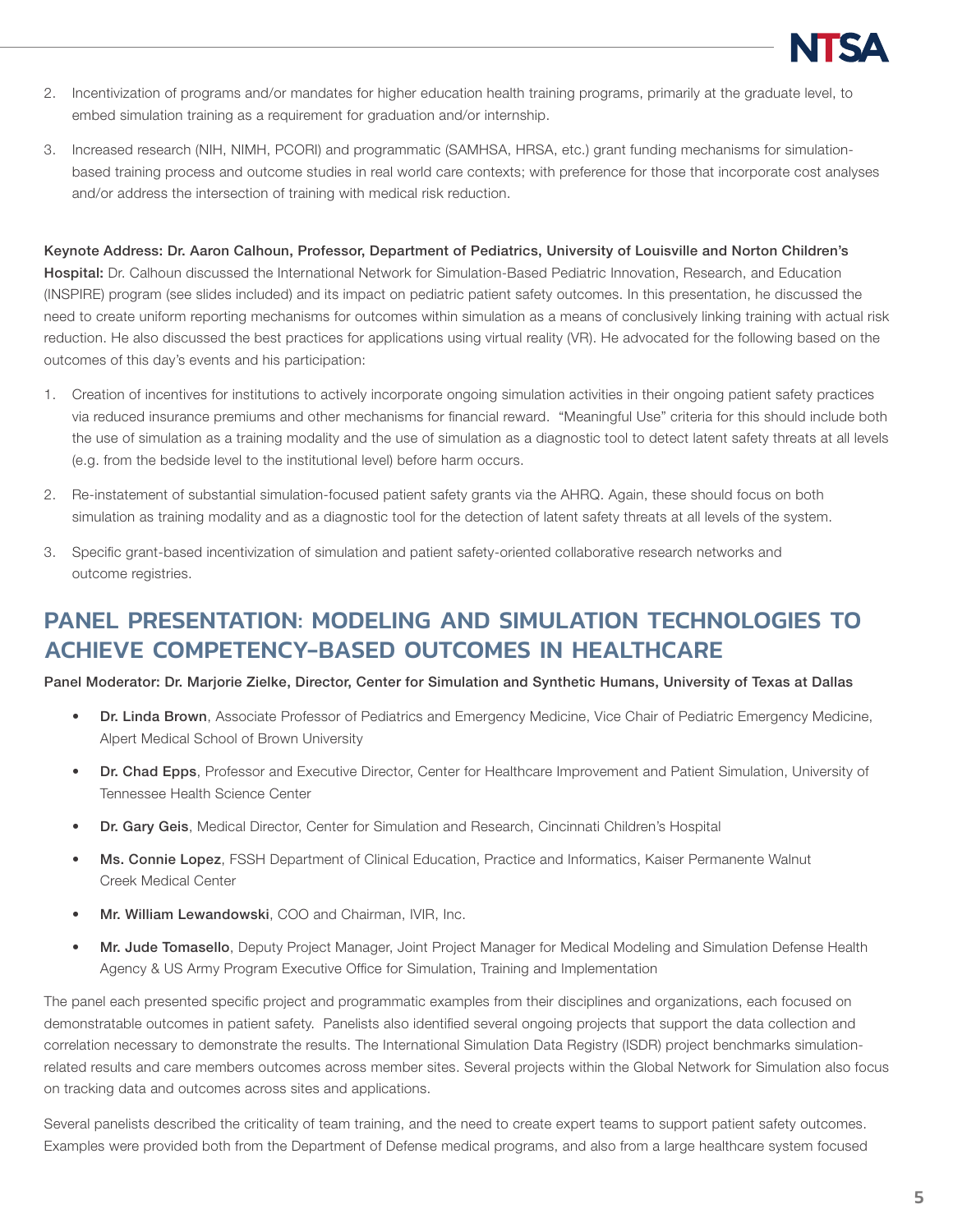2. Incentivization of programs and/or mandates for higher education health training programs, primarily at the graduate level, to embed simulation training as a requirement for graduation and/or internship.

3. Increased research (NIH, NIMH, PCORI) and programmatic (SAMHSA, HRSA, etc.) grant funding mechanisms for simulation-based training process and outcome studies in real world care contexts; with preference for those that incorporate cost analyses and/or address the intersection of training with medical risk reduction.

**Keynote Address: Dr. Aaron Calhoun, Professor, Department of Pediatrics, University of Louisville and Norton Children's Hospital:** Dr. Calhoun discussed the International Network for Simulation-Based Pediatric Innovation, Research, and Education (INSPIRE) program (see slides included) and its impact on pediatric patient safety outcomes. In this presentation, he discussed the need to create uniform reporting mechanisms for outcomes within simulation as a means of conclusively linking training with actual risk reduction. He also discussed the best practices for applications using virtual reality (VR). He advocated for the following based on the outcomes of this day's events and his participation:

1. Creation of incentives for institutions to actively incorporate ongoing simulation activities in their ongoing patient safety practices via reduced insurance premiums and other mechanisms for financial reward. "Meaningful Use" criteria for this should include both the use of simulation as a training modality and the use of simulation as a diagnostic tool to detect latent safety threats at all levels (e.g. from the bedside level to the institutional level) before harm occurs.

2. Re-instatement of substantial simulation-focused patient safety grants via the AHRQ. Again, these should focus on both simulation as training modality and as a diagnostic tool for the detection of latent safety threats at all levels of the system.

3. Specific grant-based incentivization of simulation and patient safety-oriented collaborative research networks and outcome registries.

## PANEL PRESENTATION: MODELING AND SIMULATION TECHNOLOGIES TO ACHIEVE COMPETENCY-BASED OUTCOMES IN HEALTHCARE

**Panel Moderator: Dr. Marjorie Zielke, Director, Center for Simulation and Synthetic Humans, University of Texas at Dallas**

- **Dr. Linda Brown**, Associate Professor of Pediatrics and Emergency Medicine, Vice Chair of Pediatric Emergency Medicine, Alpert Medical School of Brown University
- **Dr. Chad Epps**, Professor and Executive Director, Center for Healthcare Improvement and Patient Simulation, University of Tennessee Health Science Center
- **Dr. Gary Geis**, Medical Director, Center for Simulation and Research, Cincinnati Children's Hospital
- **Ms. Connie Lopez**, FSSH Department of Clinical Education, Practice and Informatics, Kaiser Permanente Walnut Creek Medical Center
- **Mr. William Lewandowski**, COO and Chairman, IVIR, Inc.
- **Mr. Jude Tomasello**, Deputy Project Manager, Joint Project Manager for Medical Modeling and Simulation Defense Health Agency & US Army Program Executive Office for Simulation, Training and Implementation

The panel each presented specific project and programmatic examples from their disciplines and organizations, each focused on demonstratable outcomes in patient safety. Panelists also identified several ongoing projects that support the data collection and correlation necessary to demonstrate the results. The International Simulation Data Registry (ISDR) project benchmarks simulation-related results and care members outcomes across member sites. Several projects within the Global Network for Simulation also focus on tracking data and outcomes across sites and applications.

Several panelists described the criticality of team training, and the need to create expert teams to support patient safety outcomes. Examples were provided both from the Department of Defense medical programs, and also from a large healthcare system focused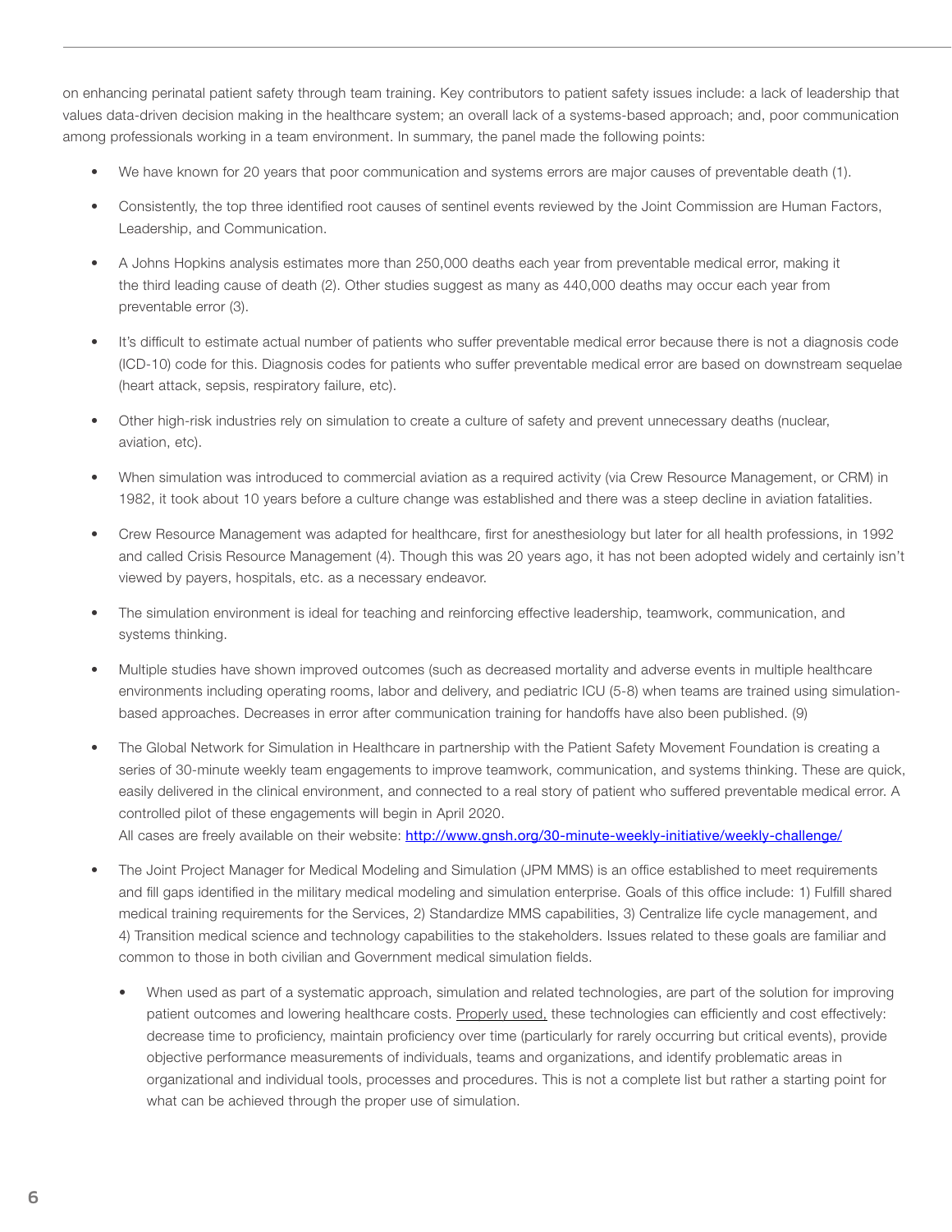on enhancing perinatal patient safety through team training. Key contributors to patient safety issues include: a lack of leadership that values data-driven decision making in the healthcare system; an overall lack of a systems-based approach; and, poor communication among professionals working in a team environment. In summary, the panel made the following points:

- We have known for 20 years that poor communication and systems errors are major causes of preventable death (1).
- Consistently, the top three identified root causes of sentinel events reviewed by the Joint Commission are Human Factors, Leadership, and Communication.
- A Johns Hopkins analysis estimates more than 250,000 deaths each year from preventable medical error, making it the third leading cause of death (2). Other studies suggest as many as 440,000 deaths may occur each year from preventable error (3).
- It's difficult to estimate actual number of patients who suffer preventable medical error because there is not a diagnosis code (ICD-10) code for this. Diagnosis codes for patients who suffer preventable medical error are based on downstream sequelae (heart attack, sepsis, respiratory failure, etc).
- Other high-risk industries rely on simulation to create a culture of safety and prevent unnecessary deaths (nuclear, aviation, etc).
- When simulation was introduced to commercial aviation as a required activity (via Crew Resource Management, or CRM) in 1982, it took about 10 years before a culture change was established and there was a steep decline in aviation fatalities.
- Crew Resource Management was adapted for healthcare, first for anesthesiology but later for all health professions, in 1992 and called Crisis Resource Management (4). Though this was 20 years ago, it has not been adopted widely and certainly isn't viewed by payers, hospitals, etc. as a necessary endeavor.
- The simulation environment is ideal for teaching and reinforcing effective leadership, teamwork, communication, and systems thinking.
- Multiple studies have shown improved outcomes (such as decreased mortality and adverse events in multiple healthcare environments including operating rooms, labor and delivery, and pediatric ICU (5-8) when teams are trained using simulation-based approaches. Decreases in error after communication training for handoffs have also been published. (9)
- The Global Network for Simulation in Healthcare in partnership with the Patient Safety Movement Foundation is creating a series of 30-minute weekly team engagements to improve teamwork, communication, and systems thinking. These are quick, easily delivered in the clinical environment, and connected to a real story of patient who suffered preventable medical error. A controlled pilot of these engagements will begin in April 2020.
  All cases are freely available on their website: [http://www.gnsh.org/30-minute-weekly-initiative/weekly-challenge/](http://www.gnsh.org/30-minute-weekly-initiative/weekly-challenge/)
- The Joint Project Manager for Medical Modeling and Simulation (JPM MMS) is an office established to meet requirements and fill gaps identified in the military medical modeling and simulation enterprise. Goals of this office include: 1) Fulfill shared medical training requirements for the Services, 2) Standardize MMS capabilities, 3) Centralize life cycle management, and 4) Transition medical science and technology capabilities to the stakeholders. Issues related to these goals are familiar and common to those in both civilian and Government medical simulation fields.
  - When used as part of a systematic approach, simulation and related technologies, are part of the solution for improving patient outcomes and lowering healthcare costs. Properly used, these technologies can efficiently and cost effectively: decrease time to proficiency, maintain proficiency over time (particularly for rarely occurring but critical events), provide objective performance measurements of individuals, teams and organizations, and identify problematic areas in organizational and individual tools, processes and procedures. This is not a complete list but rather a starting point for what can be achieved through the proper use of simulation.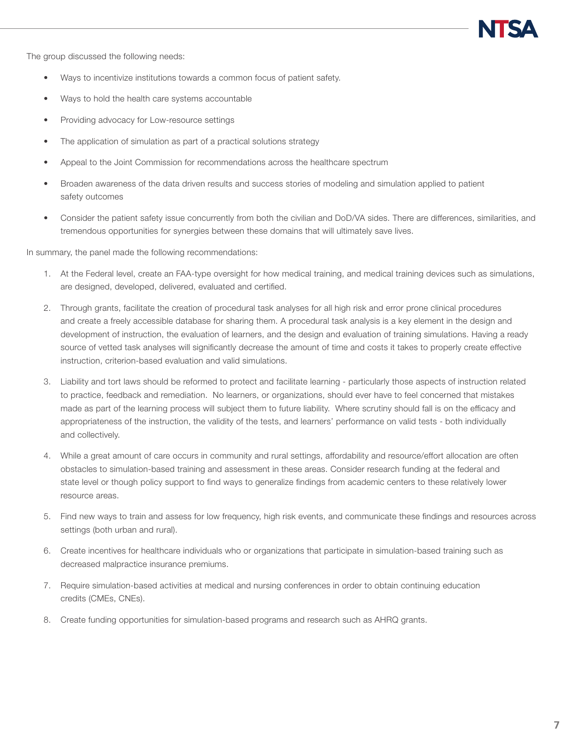The group discussed the following needs:

- Ways to incentivize institutions towards a common focus of patient safety.
- Ways to hold the health care systems accountable
- Providing advocacy for Low-resource settings
- The application of simulation as part of a practical solutions strategy
- Appeal to the Joint Commission for recommendations across the healthcare spectrum
- Broaden awareness of the data driven results and success stories of modeling and simulation applied to patient safety outcomes
- Consider the patient safety issue concurrently from both the civilian and DoD/VA sides. There are differences, similarities, and tremendous opportunities for synergies between these domains that will ultimately save lives.

In summary, the panel made the following recommendations:

1. At the Federal level, create an FAA-type oversight for how medical training, and medical training devices such as simulations, are designed, developed, delivered, evaluated and certified.
2. Through grants, facilitate the creation of procedural task analyses for all high risk and error prone clinical procedures and create a freely accessible database for sharing them. A procedural task analysis is a key element in the design and development of instruction, the evaluation of learners, and the design and evaluation of training simulations. Having a ready source of vetted task analyses will significantly decrease the amount of time and costs it takes to properly create effective instruction, criterion-based evaluation and valid simulations.
3. Liability and tort laws should be reformed to protect and facilitate learning - particularly those aspects of instruction related to practice, feedback and remediation. No learners, or organizations, should ever have to feel concerned that mistakes made as part of the learning process will subject them to future liability. Where scrutiny should fall is on the efficacy and appropriateness of the instruction, the validity of the tests, and learners' performance on valid tests - both individually and collectively.
4. While a great amount of care occurs in community and rural settings, affordability and resource/effort allocation are often obstacles to simulation-based training and assessment in these areas. Consider research funding at the federal and state level or though policy support to find ways to generalize findings from academic centers to these relatively lower resource areas.
5. Find new ways to train and assess for low frequency, high risk events, and communicate these findings and resources across settings (both urban and rural).
6. Create incentives for healthcare individuals who or organizations that participate in simulation-based training such as decreased malpractice insurance premiums.
7. Require simulation-based activities at medical and nursing conferences in order to obtain continuing education credits (CMEs, CNEs).
8. Create funding opportunities for simulation-based programs and research such as AHRQ grants.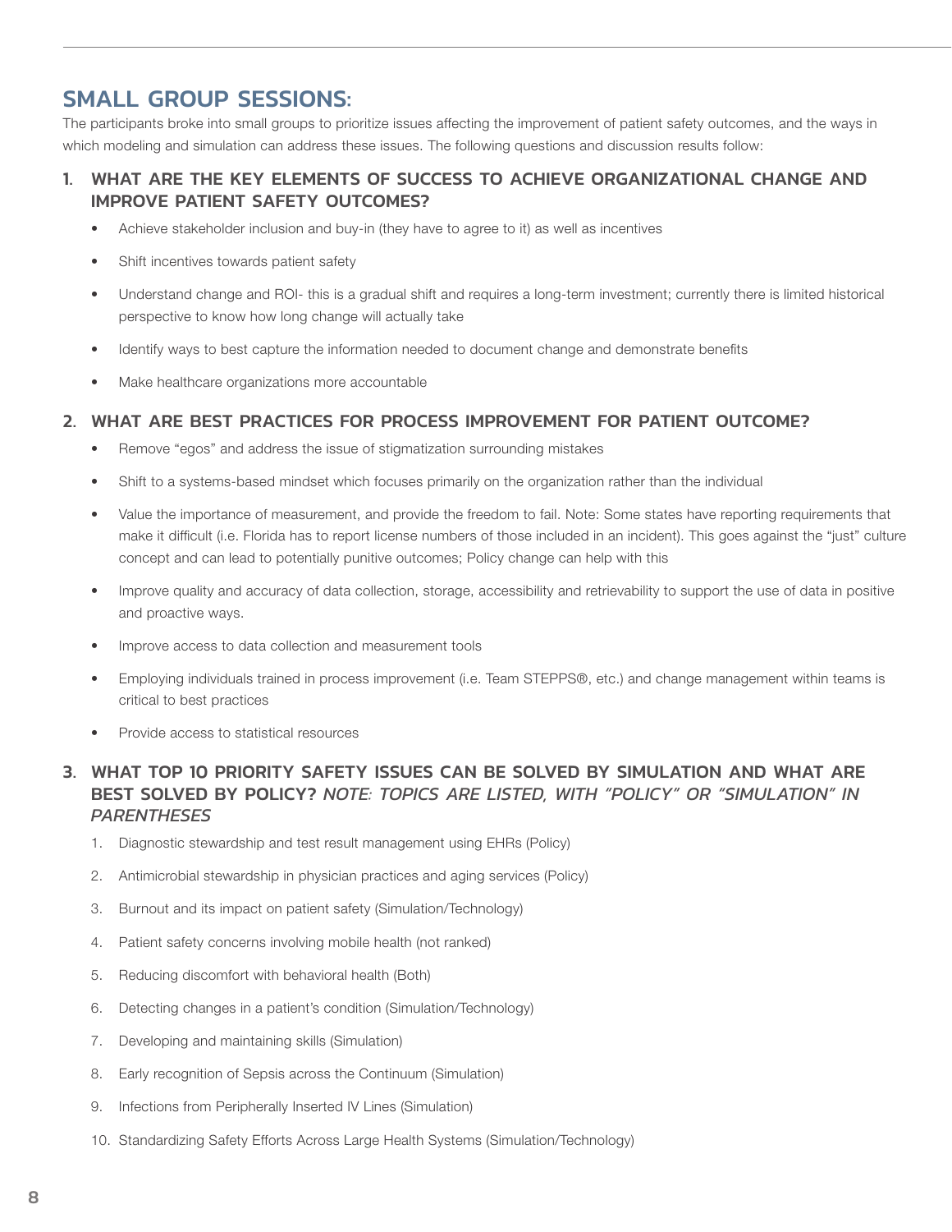## SMALL GROUP SESSIONS:

The participants broke into small groups to prioritize issues affecting the improvement of patient safety outcomes, and the ways in which modeling and simulation can address these issues. The following questions and discussion results follow:

### 1. WHAT ARE THE KEY ELEMENTS OF SUCCESS TO ACHIEVE ORGANIZATIONAL CHANGE AND IMPROVE PATIENT SAFETY OUTCOMES?

- Achieve stakeholder inclusion and buy-in (they have to agree to it) as well as incentives
- Shift incentives towards patient safety
- Understand change and ROI- this is a gradual shift and requires a long-term investment; currently there is limited historical perspective to know how long change will actually take
- Identify ways to best capture the information needed to document change and demonstrate benefits
- Make healthcare organizations more accountable

### 2. WHAT ARE BEST PRACTICES FOR PROCESS IMPROVEMENT FOR PATIENT OUTCOME?

- Remove "egos" and address the issue of stigmatization surrounding mistakes
- Shift to a systems-based mindset which focuses primarily on the organization rather than the individual
- Value the importance of measurement, and provide the freedom to fail. Note: Some states have reporting requirements that make it difficult (i.e. Florida has to report license numbers of those included in an incident). This goes against the "just" culture concept and can lead to potentially punitive outcomes; Policy change can help with this
- Improve quality and accuracy of data collection, storage, accessibility and retrievability to support the use of data in positive and proactive ways.
- Improve access to data collection and measurement tools
- Employing individuals trained in process improvement (i.e. Team STEPPS®, etc.) and change management within teams is critical to best practices
- Provide access to statistical resources

### 3. WHAT TOP 10 PRIORITY SAFETY ISSUES CAN BE SOLVED BY SIMULATION AND WHAT ARE BEST SOLVED BY POLICY? *NOTE: TOPICS ARE LISTED, WITH "POLICY" OR "SIMULATION" IN PARENTHESES*

1. Diagnostic stewardship and test result management using EHRs (Policy)
2. Antimicrobial stewardship in physician practices and aging services (Policy)
3. Burnout and its impact on patient safety (Simulation/Technology)
4. Patient safety concerns involving mobile health (not ranked)
5. Reducing discomfort with behavioral health (Both)
6. Detecting changes in a patient's condition (Simulation/Technology)
7. Developing and maintaining skills (Simulation)
8. Early recognition of Sepsis across the Continuum (Simulation)
9. Infections from Peripherally Inserted IV Lines (Simulation)
10. Standardizing Safety Efforts Across Large Health Systems (Simulation/Technology)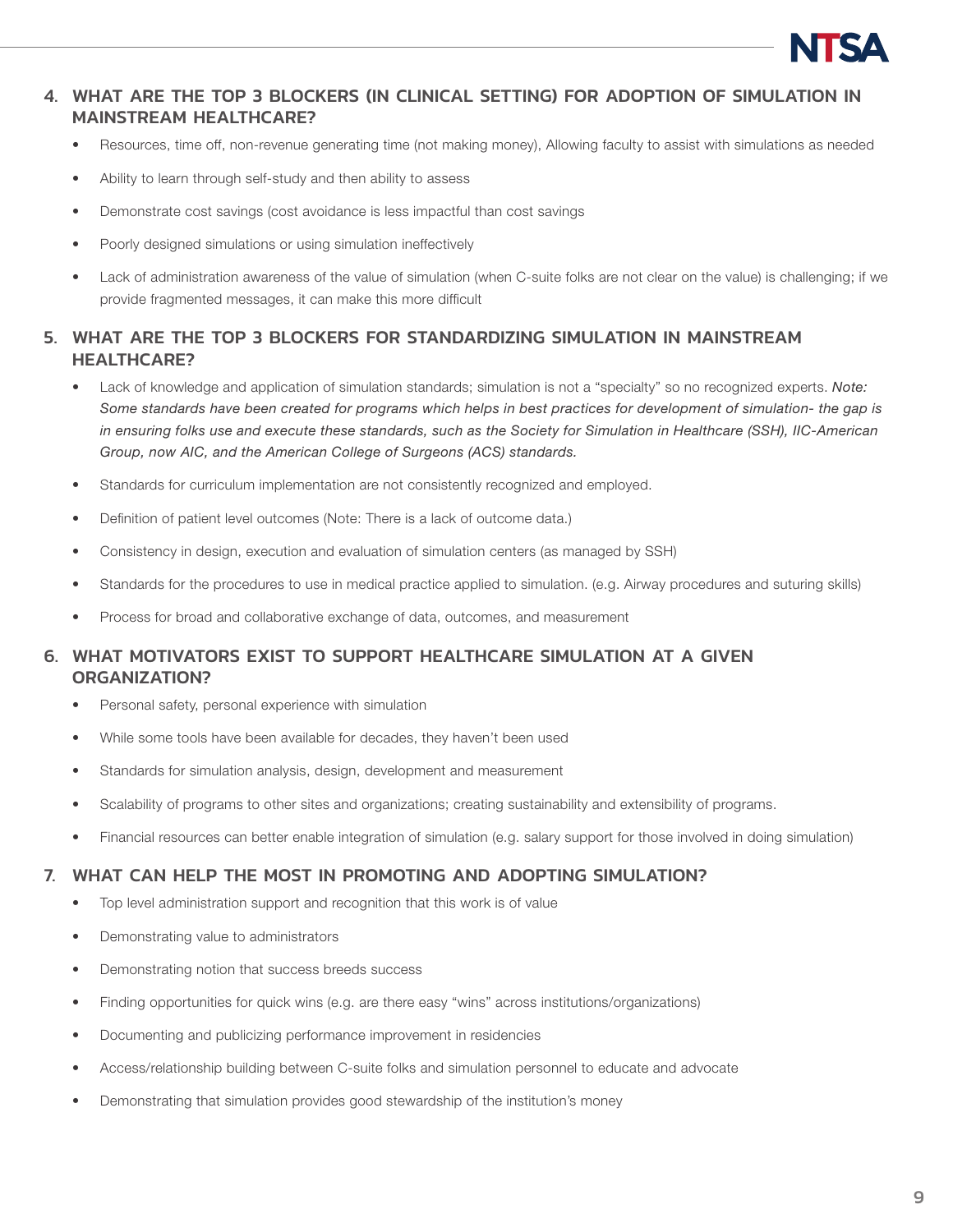## 4. WHAT ARE THE TOP 3 BLOCKERS (IN CLINICAL SETTING) FOR ADOPTION OF SIMULATION IN MAINSTREAM HEALTHCARE?

- Resources, time off, non-revenue generating time (not making money), Allowing faculty to assist with simulations as needed
- Ability to learn through self-study and then ability to assess
- Demonstrate cost savings (cost avoidance is less impactful than cost savings
- Poorly designed simulations or using simulation ineffectively
- Lack of administration awareness of the value of simulation (when C-suite folks are not clear on the value) is challenging; if we provide fragmented messages, it can make this more difficult

## 5. WHAT ARE THE TOP 3 BLOCKERS FOR STANDARDIZING SIMULATION IN MAINSTREAM HEALTHCARE?

- Lack of knowledge and application of simulation standards; simulation is not a "specialty" so no recognized experts. *Note: Some standards have been created for programs which helps in best practices for development of simulation- the gap is in ensuring folks use and execute these standards, such as the Society for Simulation in Healthcare (SSH), IIC-American Group, now AIC, and the American College of Surgeons (ACS) standards.*
- Standards for curriculum implementation are not consistently recognized and employed.
- Definition of patient level outcomes (Note: There is a lack of outcome data.)
- Consistency in design, execution and evaluation of simulation centers (as managed by SSH)
- Standards for the procedures to use in medical practice applied to simulation. (e.g. Airway procedures and suturing skills)
- Process for broad and collaborative exchange of data, outcomes, and measurement

## 6. WHAT MOTIVATORS EXIST TO SUPPORT HEALTHCARE SIMULATION AT A GIVEN ORGANIZATION?

- Personal safety, personal experience with simulation
- While some tools have been available for decades, they haven't been used
- Standards for simulation analysis, design, development and measurement
- Scalability of programs to other sites and organizations; creating sustainability and extensibility of programs.
- Financial resources can better enable integration of simulation (e.g. salary support for those involved in doing simulation)

## 7. WHAT CAN HELP THE MOST IN PROMOTING AND ADOPTING SIMULATION?

- Top level administration support and recognition that this work is of value
- Demonstrating value to administrators
- Demonstrating notion that success breeds success
- Finding opportunities for quick wins (e.g. are there easy "wins" across institutions/organizations)
- Documenting and publicizing performance improvement in residencies
- Access/relationship building between C-suite folks and simulation personnel to educate and advocate
- Demonstrating that simulation provides good stewardship of the institution's money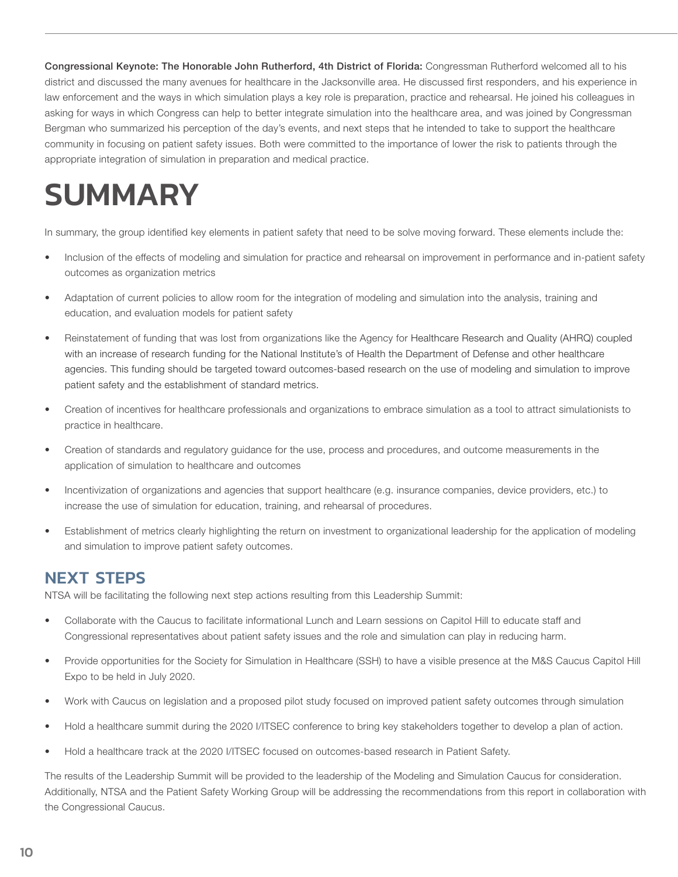**Congressional Keynote: The Honorable John Rutherford, 4th District of Florida:** Congressman Rutherford welcomed all to his district and discussed the many avenues for healthcare in the Jacksonville area. He discussed first responders, and his experience in law enforcement and the ways in which simulation plays a key role is preparation, practice and rehearsal. He joined his colleagues in asking for ways in which Congress can help to better integrate simulation into the healthcare area, and was joined by Congressman Bergman who summarized his perception of the day's events, and next steps that he intended to take to support the healthcare community in focusing on patient safety issues. Both were committed to the importance of lower the risk to patients through the appropriate integration of simulation in preparation and medical practice.

# SUMMARY

In summary, the group identified key elements in patient safety that need to be solve moving forward. These elements include the:

- Inclusion of the effects of modeling and simulation for practice and rehearsal on improvement in performance and in-patient safety outcomes as organization metrics
- Adaptation of current policies to allow room for the integration of modeling and simulation into the analysis, training and education, and evaluation models for patient safety
- Reinstatement of funding that was lost from organizations like the Agency for Healthcare Research and Quality (AHRQ) coupled with an increase of research funding for the National Institute's of Health the Department of Defense and other healthcare agencies. This funding should be targeted toward outcomes-based research on the use of modeling and simulation to improve patient safety and the establishment of standard metrics.
- Creation of incentives for healthcare professionals and organizations to embrace simulation as a tool to attract simulationists to practice in healthcare.
- Creation of standards and regulatory guidance for the use, process and procedures, and outcome measurements in the application of simulation to healthcare and outcomes
- Incentivization of organizations and agencies that support healthcare (e.g. insurance companies, device providers, etc.) to increase the use of simulation for education, training, and rehearsal of procedures.
- Establishment of metrics clearly highlighting the return on investment to organizational leadership for the application of modeling and simulation to improve patient safety outcomes.

## NEXT STEPS

NTSA will be facilitating the following next step actions resulting from this Leadership Summit:

- Collaborate with the Caucus to facilitate informational Lunch and Learn sessions on Capitol Hill to educate staff and Congressional representatives about patient safety issues and the role and simulation can play in reducing harm.
- Provide opportunities for the Society for Simulation in Healthcare (SSH) to have a visible presence at the M&S Caucus Capitol Hill Expo to be held in July 2020.
- Work with Caucus on legislation and a proposed pilot study focused on improved patient safety outcomes through simulation
- Hold a healthcare summit during the 2020 I/ITSEC conference to bring key stakeholders together to develop a plan of action.
- Hold a healthcare track at the 2020 I/ITSEC focused on outcomes-based research in Patient Safety.

The results of the Leadership Summit will be provided to the leadership of the Modeling and Simulation Caucus for consideration. Additionally, NTSA and the Patient Safety Working Group will be addressing the recommendations from this report in collaboration with the Congressional Caucus.